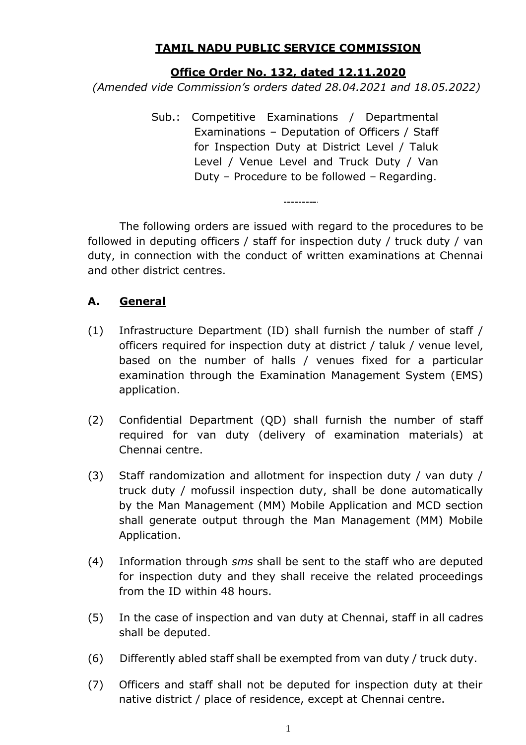# TAMIL NADU PUBLIC SERVICE COMMISSION

## Office Order No. 132, dated 12.11.2020

*(Amended vide Commission's orders dated 28.04.2021 and 18.05.2022)*

Sub.: Competitive Examinations / Departmental Examinations – Deputation of Officers / Staff for Inspection Duty at District Level / Taluk Level / Venue Level and Truck Duty / Van Duty – Procedure to be followed – Regarding.

---------

The following orders are issued with regard to the procedures to be followed in deputing officers / staff for inspection duty / truck duty / van duty, in connection with the conduct of written examinations at Chennai and other district centres.

## A. General

(1) Infrastructure Department (ID) shall furnish the number of staff / officers required for inspection duty at district / taluk / venue level, based on the number of halls / venues fixed for a particular examination through the Examination Management System (EMS) application.

(2) Confidential Department (QD) shall furnish the number of staff required for van duty (delivery of examination materials) at Chennai centre.

(3) Staff randomization and allotment for inspection duty / van duty / truck duty / mofussil inspection duty, shall be done automatically by the Man Management (MM) Mobile Application and MCD section shall generate output through the Man Management (MM) Mobile Application.

(4) Information through *sms* shall be sent to the staff who are deputed for inspection duty and they shall receive the related proceedings from the ID within 48 hours.

(5) In the case of inspection and van duty at Chennai, staff in all cadres shall be deputed.

(6) Differently abled staff shall be exempted from van duty / truck duty.

(7) Officers and staff shall not be deputed for inspection duty at their native district / place of residence, except at Chennai centre.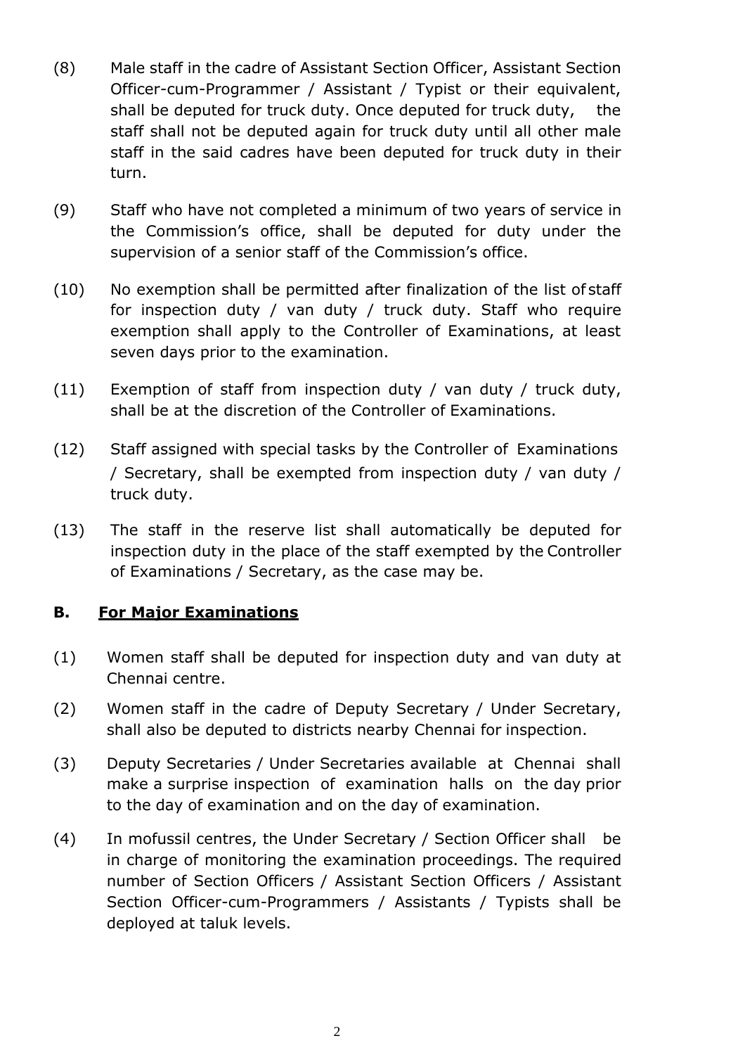(8) Male staff in the cadre of Assistant Section Officer, Assistant Section Officer-cum-Programmer / Assistant / Typist or their equivalent, shall be deputed for truck duty. Once deputed for truck duty, the staff shall not be deputed again for truck duty until all other male staff in the said cadres have been deputed for truck duty in their turn.

(9) Staff who have not completed a minimum of two years of service in the Commission's office, shall be deputed for duty under the supervision of a senior staff of the Commission's office.

(10) No exemption shall be permitted after finalization of the list of staff for inspection duty / van duty / truck duty. Staff who require exemption shall apply to the Controller of Examinations, at least seven days prior to the examination.

(11) Exemption of staff from inspection duty / van duty / truck duty, shall be at the discretion of the Controller of Examinations.

(12) Staff assigned with special tasks by the Controller of Examinations / Secretary, shall be exempted from inspection duty / van duty / truck duty.

(13) The staff in the reserve list shall automatically be deputed for inspection duty in the place of the staff exempted by the Controller of Examinations / Secretary, as the case may be.

### B. <u>For Major Examinations</u>

(1) Women staff shall be deputed for inspection duty and van duty at Chennai centre.

(2) Women staff in the cadre of Deputy Secretary / Under Secretary, shall also be deputed to districts nearby Chennai for inspection.

(3) Deputy Secretaries / Under Secretaries available at Chennai shall make a surprise inspection of examination halls on the day prior to the day of examination and on the day of examination.

(4) In mofussil centres, the Under Secretary / Section Officer shall be in charge of monitoring the examination proceedings. The required number of Section Officers / Assistant Section Officers / Assistant Section Officer-cum-Programmers / Assistants / Typists shall be deployed at taluk levels.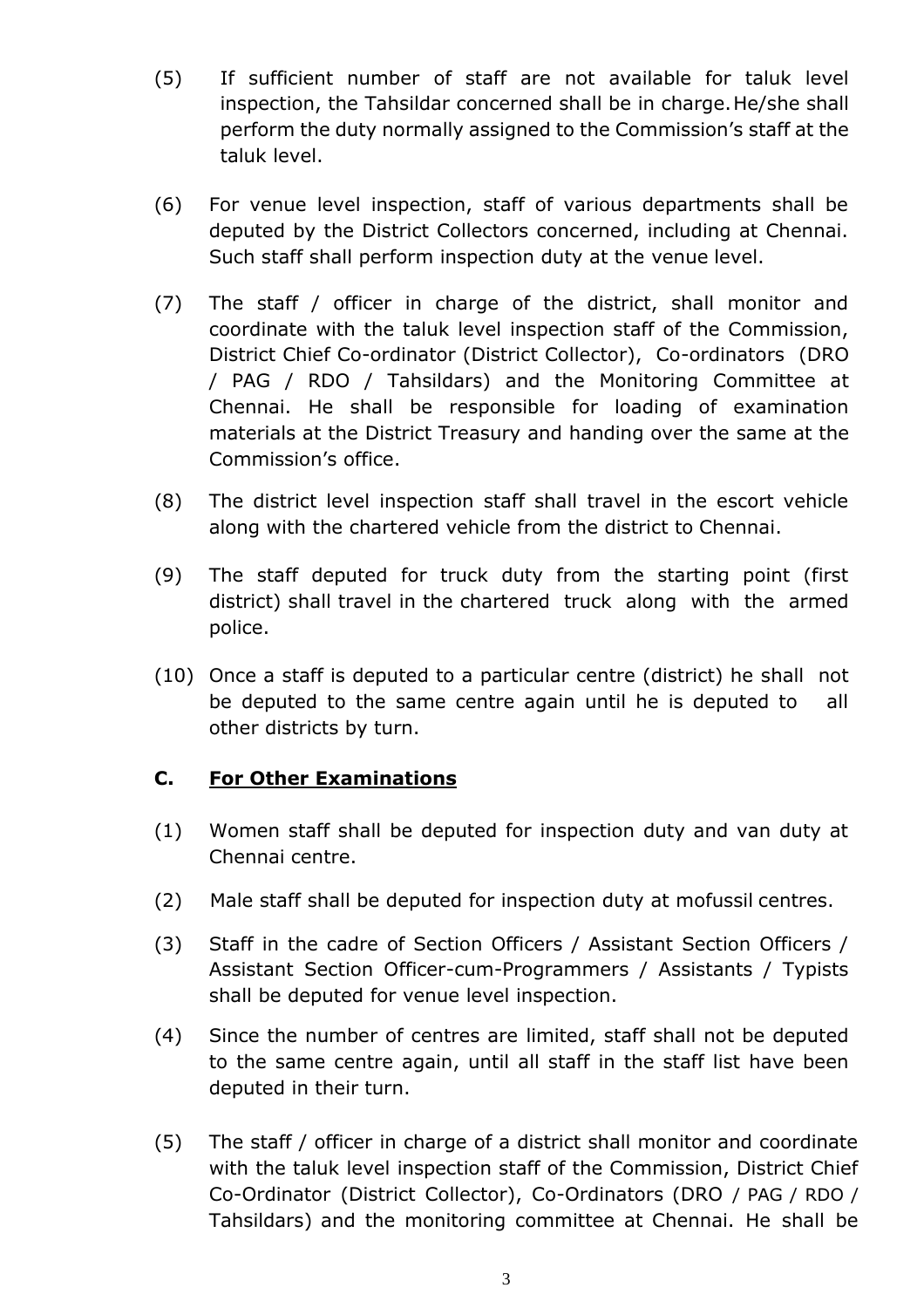(5) If sufficient number of staff are not available for taluk level inspection, the Tahsildar concerned shall be in charge. He/she shall perform the duty normally assigned to the Commission's staff at the taluk level.

(6) For venue level inspection, staff of various departments shall be deputed by the District Collectors concerned, including at Chennai. Such staff shall perform inspection duty at the venue level.

(7) The staff / officer in charge of the district, shall monitor and coordinate with the taluk level inspection staff of the Commission, District Chief Co-ordinator (District Collector), Co-ordinators (DRO / PAG / RDO / Tahsildars) and the Monitoring Committee at Chennai. He shall be responsible for loading of examination materials at the District Treasury and handing over the same at the Commission's office.

(8) The district level inspection staff shall travel in the escort vehicle along with the chartered vehicle from the district to Chennai.

(9) The staff deputed for truck duty from the starting point (first district) shall travel in the chartered truck along with the armed police.

(10) Once a staff is deputed to a particular centre (district) he shall not be deputed to the same centre again until he is deputed to all other districts by turn.

### C. <u>For Other Examinations</u>

(1) Women staff shall be deputed for inspection duty and van duty at Chennai centre.

(2) Male staff shall be deputed for inspection duty at mofussil centres.

(3) Staff in the cadre of Section Officers / Assistant Section Officers / Assistant Section Officer-cum-Programmers / Assistants / Typists shall be deputed for venue level inspection.

(4) Since the number of centres are limited, staff shall not be deputed to the same centre again, until all staff in the staff list have been deputed in their turn.

(5) The staff / officer in charge of a district shall monitor and coordinate with the taluk level inspection staff of the Commission, District Chief Co-Ordinator (District Collector), Co-Ordinators (DRO / PAG / RDO / Tahsildars) and the monitoring committee at Chennai. He shall be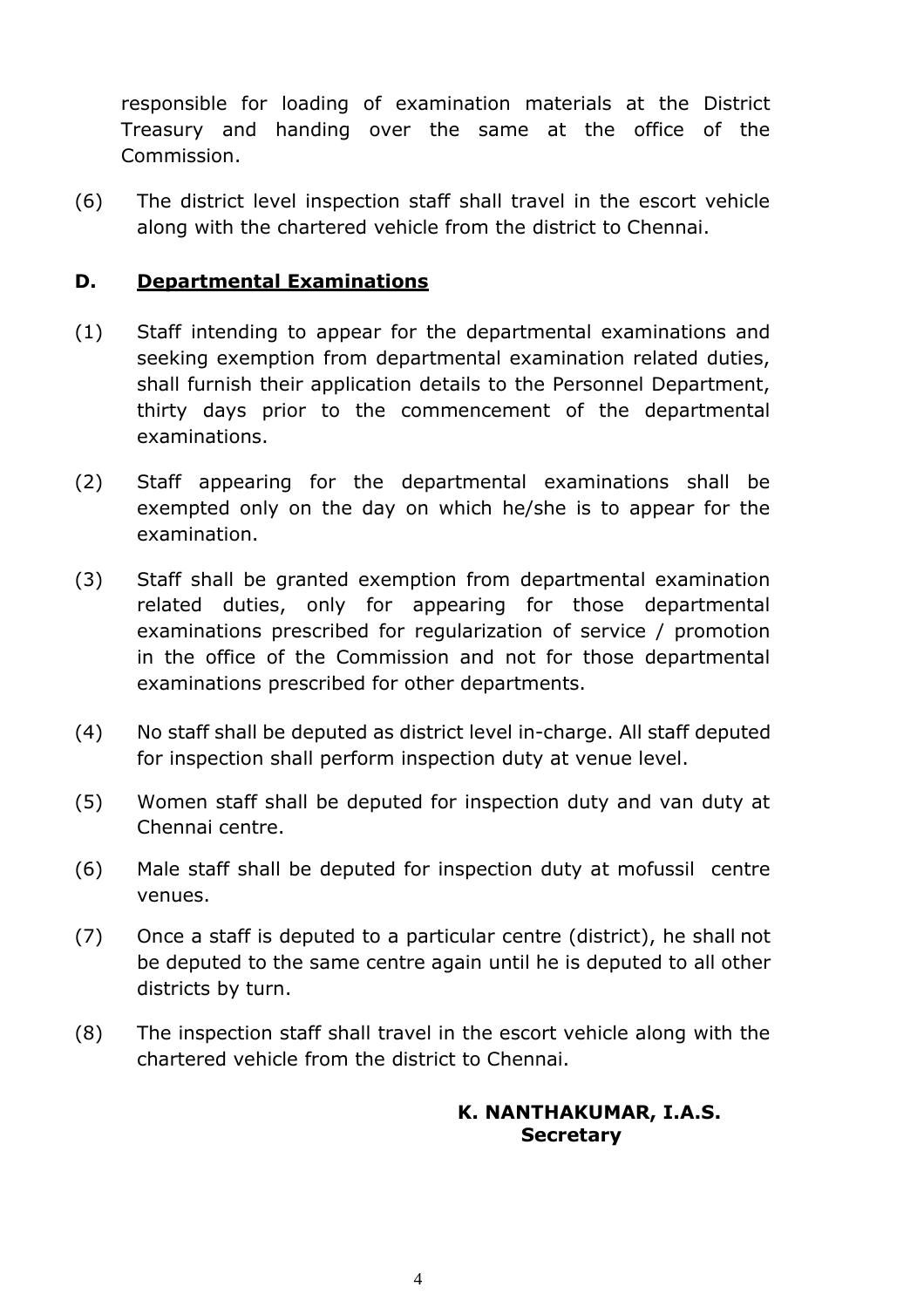responsible for loading of examination materials at the District Treasury and handing over the same at the office of the Commission.

(6) The district level inspection staff shall travel in the escort vehicle along with the chartered vehicle from the district to Chennai.

## D. Departmental Examinations

(1) Staff intending to appear for the departmental examinations and seeking exemption from departmental examination related duties, shall furnish their application details to the Personnel Department, thirty days prior to the commencement of the departmental examinations.

(2) Staff appearing for the departmental examinations shall be exempted only on the day on which he/she is to appear for the examination.

(3) Staff shall be granted exemption from departmental examination related duties, only for appearing for those departmental examinations prescribed for regularization of service / promotion in the office of the Commission and not for those departmental examinations prescribed for other departments.

(4) No staff shall be deputed as district level in-charge. All staff deputed for inspection shall perform inspection duty at venue level.

(5) Women staff shall be deputed for inspection duty and van duty at Chennai centre.

(6) Male staff shall be deputed for inspection duty at mofussil centre venues.

(7) Once a staff is deputed to a particular centre (district), he shall not be deputed to the same centre again until he is deputed to all other districts by turn.

(8) The inspection staff shall travel in the escort vehicle along with the chartered vehicle from the district to Chennai.

**K. NANTHAKUMAR, I.A.S.**
**Secretary**